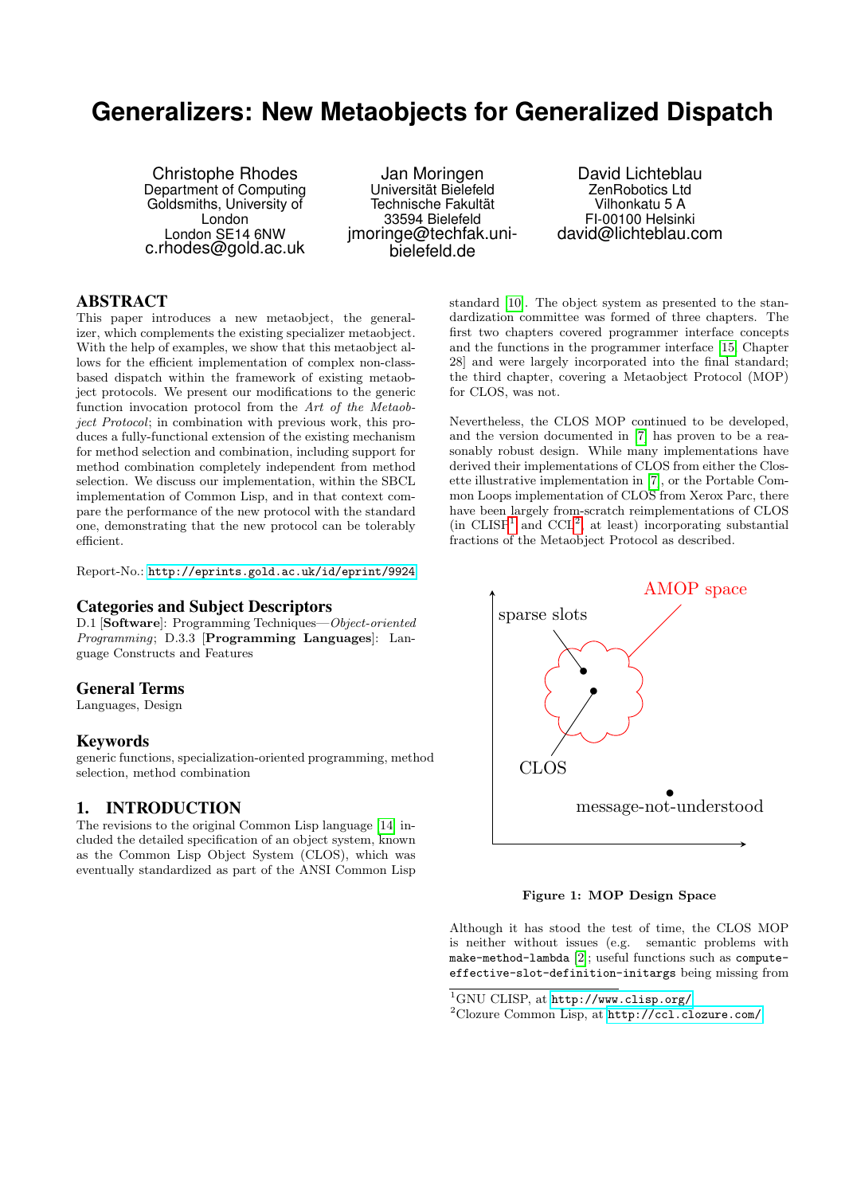# Generalizers: New Metaobjects for Generalized Dispatch

Christophe Rhodes
Department of Computing
Goldsmiths, University of London
London SE14 6NW
c.rhodes@gold.ac.uk

Jan Moringen
Universität Bielefeld
Technische Fakultät
33594 Bielefeld
jmoringe@techfak.uni-bielefeld.de

David Lichteblau
ZenRobotics Ltd
Vilhonkatu 5 A
FI-00100 Helsinki
david@lichteblau.com

## ABSTRACT

This paper introduces a new metaobject, the generalizer, which complements the existing specializer metaobject. With the help of examples, we show that this metaobject allows for the efficient implementation of complex non-class-based dispatch within the framework of existing metaobject protocols. We present our modifications to the generic function invocation protocol from the *Art of the Metaobject Protocol*; in combination with previous work, this produces a fully-functional extension of the existing mechanism for method selection and combination, including support for method combination completely independent from method selection. We discuss our implementation, within the SBCL implementation of Common Lisp, and in that context compare the performance of the new protocol with the standard one, demonstrating that the new protocol can be tolerably efficient.

Report-No.: http://eprints.gold.ac.uk/id/eprint/9924

## Categories and Subject Descriptors

D.1 [**Software**]: Programming Techniques—*Object-oriented Programming*; D.3.3 [**Programming Languages**]: Language Constructs and Features

## General Terms

Languages, Design

## Keywords

generic functions, specialization-oriented programming, method selection, method combination

## 1. INTRODUCTION

The revisions to the original Common Lisp language [14] included the detailed specification of an object system, known as the Common Lisp Object System (CLOS), which was eventually standardized as part of the ANSI Common Lisp standard [10]. The object system as presented to the standardization committee was formed of three chapters. The first two chapters covered programmer interface concepts and the functions in the programmer interface [15, Chapter 28] and were largely incorporated into the final standard; the third chapter, covering a Metaobject Protocol (MOP) for CLOS, was not.

Nevertheless, the CLOS MOP continued to be developed, and the version documented in [7] has proven to be a reasonably robust design. While many implementations have derived their implementations of CLOS from either the Closette illustrative implementation in [7], or the Portable Common Loops implementation of CLOS from Xerox Parc, there have been largely from-scratch reimplementations of CLOS (in CLISP[1] and CCL[2], at least) incorporating substantial fractions of the Metaobject Protocol as described.

**Figure 1: MOP Design Space**

Although it has stood the test of time, the CLOS MOP is neither without issues (e.g. semantic problems with `make-method-lambda` [2]; useful functions such as `compute-effective-slot-definition-initargs` being missing from

[1] GNU CLISP, at http://www.clisp.org/

[2] Clozure Common Lisp, at http://ccl.clozure.com/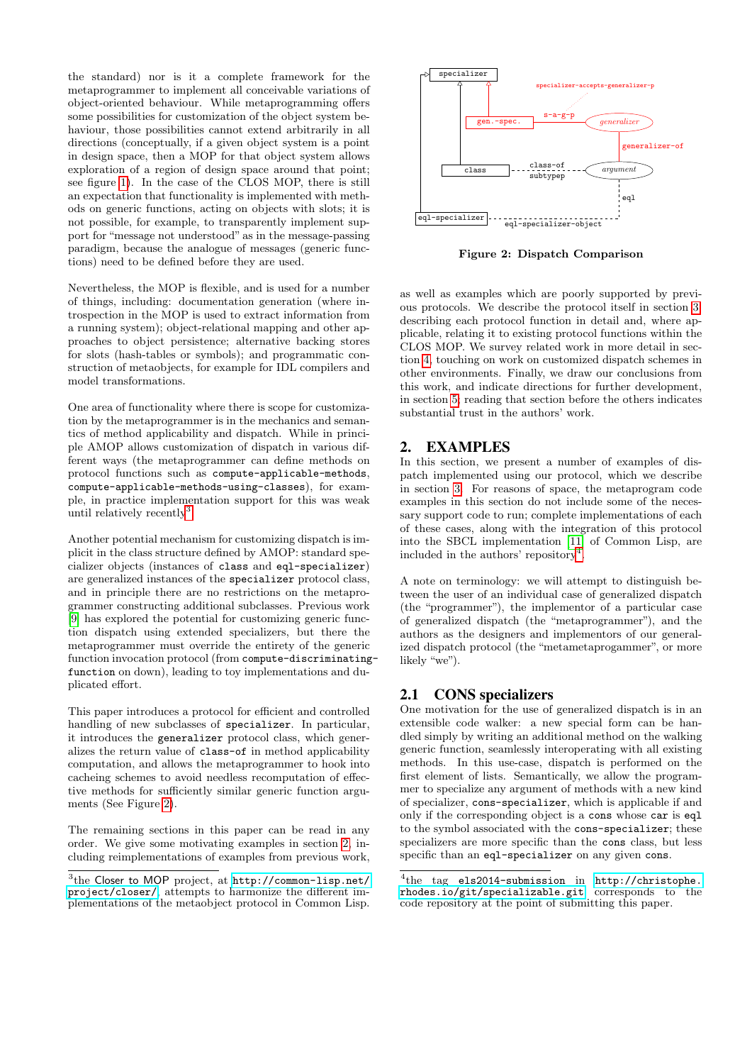the standard) nor is it a complete framework for the metaprogrammer to implement all conceivable variations of object-oriented behaviour. While metaprogramming offers some possibilities for customization of the object system behaviour, those possibilities cannot extend arbitrarily in all directions (conceptually, if a given object system is a point in design space, then a MOP for that object system allows exploration of a region of design space around that point; see figure 1). In the case of the CLOS MOP, there is still an expectation that functionality is implemented with methods on generic functions, acting on objects with slots; it is not possible, for example, to transparently implement support for "message not understood" as in the message-passing paradigm, because the analogue of messages (generic functions) need to be defined before they are used.

Nevertheless, the MOP is flexible, and is used for a number of things, including: documentation generation (where introspection in the MOP is used to extract information from a running system); object-relational mapping and other approaches to object persistence; alternative backing stores for slots (hash-tables or symbols); and programmatic construction of metaobjects, for example for IDL compilers and model transformations.

One area of functionality where there is scope for customization by the metaprogrammer is in the mechanics and semantics of method applicability and dispatch. While in principle AMOP allows customization of dispatch in various different ways (the metaprogrammer can define methods on protocol functions such as `compute-applicable-methods`, `compute-applicable-methods-using-classes`), for example, in practice implementation support for this was weak until relatively recently[3].

Another potential mechanism for customizing dispatch is implicit in the class structure defined by AMOP: standard specializer objects (instances of `class` and `eql-specializer`) are generalized instances of the `specializer` protocol class, and in principle there are no restrictions on the metaprogrammer constructing additional subclasses. Previous work [9] has explored the potential for customizing generic function dispatch using extended specializers, but there the metaprogrammer must override the entirety of the generic function invocation protocol (from `compute-discriminating-function` on down), leading to toy implementations and duplicated effort.

This paper introduces a protocol for efficient and controlled handling of new subclasses of `specializer`. In particular, it introduces the `generalizer` protocol class, which generalizes the return value of `class-of` in method applicability computation, and allows the metaprogrammer to hook into cacheing schemes to avoid needless recomputation of effective methods for sufficiently similar generic function arguments (See Figure 2).

The remaining sections in this paper can be read in any order. We give some motivating examples in section 2, including reimplementations of examples from previous work, as well as examples which are poorly supported by previous protocols. We describe the protocol itself in section 3, describing each protocol function in detail and, where applicable, relating it to existing protocol functions within the CLOS MOP. We survey related work in more detail in section 4, touching on work on customized dispatch schemes in other environments. Finally, we draw our conclusions from this work, and indicate directions for further development, in section 5; reading that section before the others indicates substantial trust in the authors' work.

**Figure 2: Dispatch Comparison**

## 2. EXAMPLES

In this section, we present a number of examples of dispatch implemented using our protocol, which we describe in section 3. For reasons of space, the metaprogram code examples in this section do not include some of the necessary support code to run; complete implementations of each of these cases, along with the integration of this protocol into the SBCL implementation [11] of Common Lisp, are included in the authors' repository[4].

A note on terminology: we will attempt to distinguish between the user of an individual case of generalized dispatch (the "programmer"), the implementor of a particular case of generalized dispatch (the "metaprogrammer"), and the authors as the designers and implementors of our generalized dispatch protocol (the "metametaprogammer", or more likely "we").

### 2.1 CONS specializers

One motivation for the use of generalized dispatch is in an extensible code walker: a new special form can be handled simply by writing an additional method on the walking generic function, seamlessly interoperating with all existing methods. In this use-case, dispatch is performed on the first element of lists. Semantically, we allow the programmer to specialize any argument of methods with a new kind of specializer, `cons-specializer`, which is applicable if and only if the corresponding object is a `cons` whose `car` is `eql` to the symbol associated with the `cons-specializer`; these specializers are more specific than the `cons` class, but less specific than an `eql-specializer` on any given `cons`.

---

[3] the Closer to MOP project, at http://common-lisp.net/project/closer/, attempts to harmonize the different implementations of the metaobject protocol in Common Lisp.

[4] the tag `els2014-submission` in http://christophe.rhodes.io/git/specializable.git corresponds to the code repository at the point of submitting this paper.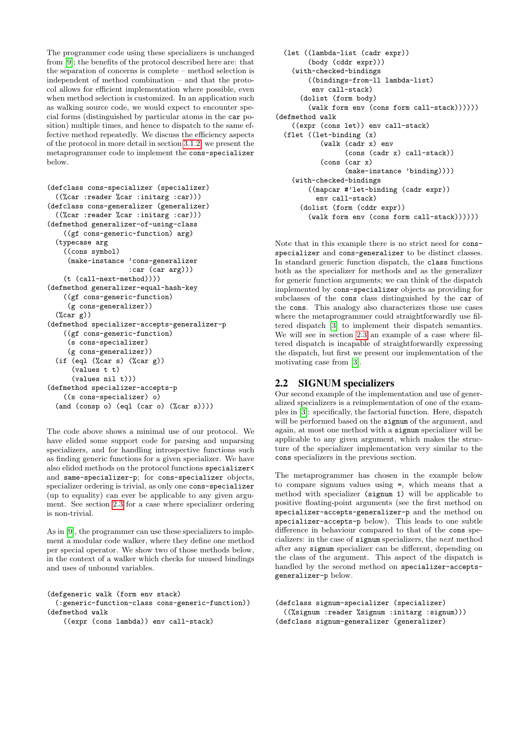The programmer code using these specializers is unchanged from [9]; the benefits of the protocol described here are: that the separation of concerns is complete – method selection is independent of method combination – and that the protocol allows for efficient implementation where possible, even when method selection is customized. In an application such as walking source code, we would expect to encounter special forms (distinguished by particular atoms in the `car` position) multiple times, and hence to dispatch to the same effective method repeatedly. We discuss the efficiency aspects of the protocol in more detail in section 3.1.2; we present the metaprogrammer code to implement the `cons-specializer` below.

```
(defclass cons-specializer (specializer)
  ((%car :reader %car :initarg :car)))
(defclass cons-generalizer (generalizer)
  ((%car :reader %car :initarg :car)))
(defmethod generalizer-of-using-class
    ((gf cons-generic-function) arg)
  (typecase arg
    ((cons symbol)
     (make-instance 'cons-generalizer
                    :car (car arg)))
    (t (call-next-method))))
(defmethod generalizer-equal-hash-key
    ((gf cons-generic-function)
     (g cons-generalizer))
  (%car g))
(defmethod specializer-accepts-generalizer-p
    ((gf cons-generic-function)
     (s cons-specializer)
     (g cons-generalizer))
  (if (eql (%car s) (%car g))
      (values t t)
      (values nil t)))
(defmethod specializer-accepts-p
    ((s cons-specializer) o)
  (and (consp o) (eql (car o) (%car s))))
```

The code above shows a minimal use of our protocol. We have elided some support code for parsing and unparsing specializers, and for handling introspective functions such as finding generic functions for a given specializer. We have also elided methods on the protocol functions `specializer<` and `same-specializer-p`; for `cons-specializer` objects, specializer ordering is trivial, as only one `cons-specializer` (up to equality) can ever be applicable to any given argument. See section 2.3 for a case where specializer ordering is non-trivial.

As in [9], the programmer can use these specializers to implement a modular code walker, where they define one method per special operator. We show two of those methods below, in the context of a walker which checks for unused bindings and uses of unbound variables.

```
(defgeneric walk (form env stack)
  (:generic-function-class cons-generic-function))
(defmethod walk
    ((expr (cons lambda)) env call-stack)
  (let ((lambda-list (cadr expr))
        (body (cddr expr)))
    (with-checked-bindings
        ((bindings-from-ll lambda-list)
         env call-stack)
      (dolist (form body)
        (walk form env (cons form call-stack))))))
(defmethod walk
    ((expr (cons let)) env call-stack)
  (flet ((let-binding (x)
           (walk (cadr x) env
                 (cons (cadr x) call-stack))
           (cons (car x)
                 (make-instance 'binding))))
    (with-checked-bindings
        ((mapcar #'let-binding (cadr expr))
         env call-stack)
      (dolist (form (cddr expr))
        (walk form env (cons form call-stack))))))
```

Note that in this example there is no strict need for `cons-specializer` and `cons-generalizer` to be distinct classes. In standard generic function dispatch, the `class` functions both as the specializer for methods and as the generalizer for generic function arguments; we can think of the dispatch implemented by `cons-specializer` objects as providing for subclasses of the `cons` class distinguished by the `car` of the `cons`. This analogy also characterizes those use cases where the metaprogrammer could straightforwardly use filtered dispatch [3] to implement their dispatch semantics. We will see in section 2.3 an example of a case where filtered dispatch is incapable of straightforwardly expressing the dispatch, but first we present our implementation of the motivating case from [3].

## 2.2 SIGNUM specializers

Our second example of the implementation and use of generalized specializers is a reimplementation of one of the examples in [3]: specifically, the factorial function. Here, dispatch will be performed based on the `signum` of the argument, and again, at most one method with a `signum` specializer will be applicable to any given argument, which makes the structure of the specializer implementation very similar to the `cons` specializers in the previous section.

The metaprogrammer has chosen in the example below to compare signum values using `=`, which means that a method with specializer `(signum 1)` will be applicable to positive floating-point arguments (see the first method on `specializer-accepts-generalizer-p` and the method on `specializer-accepts-p` below). This leads to one subtle difference in behaviour compared to that of the `cons` specializers: in the case of `signum` specializers, the *next* method after any `signum` specializer can be different, depending on the class of the argument. This aspect of the dispatch is handled by the second method on `specializer-accepts-generalizer-p` below.

```
(defclass signum-specializer (specializer)
  ((%signum :reader %signum :initarg :signum)))
(defclass signum-generalizer (generalizer)
```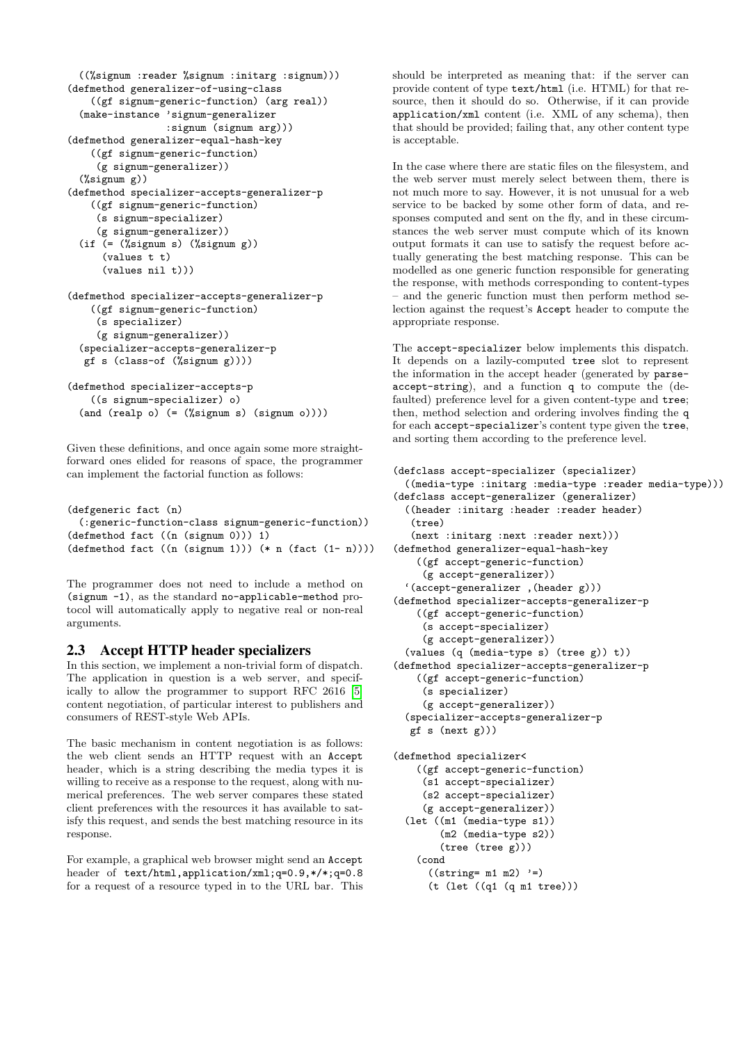```
  ((%signum :reader %signum :initarg :signum)))
(defmethod generalizer-of-using-class
    ((gf signum-generic-function) (arg real))
  (make-instance 'signum-generalizer
                 :signum (signum arg)))
(defmethod generalizer-equal-hash-key
    ((gf signum-generic-function)
     (g signum-generalizer))
  (%signum g))
(defmethod specializer-accepts-generalizer-p
    ((gf signum-generic-function)
     (s signum-specializer)
     (g signum-generalizer))
  (if (= (%signum s) (%signum g))
      (values t t)
      (values nil t)))

(defmethod specializer-accepts-generalizer-p
    ((gf signum-generic-function)
     (s specializer)
     (g signum-generalizer))
  (specializer-accepts-generalizer-p
   gf s (class-of (%signum g))))

(defmethod specializer-accepts-p
    ((s signum-specializer) o)
  (and (realp o) (= (%signum s) (signum o))))
```

Given these definitions, and once again some more straightforward ones elided for reasons of space, the programmer can implement the factorial function as follows:

```
(defgeneric fact (n)
  (:generic-function-class signum-generic-function))
(defmethod fact ((n (signum 0))) 1)
(defmethod fact ((n (signum 1))) (* n (fact (1- n))))
```

The programmer does not need to include a method on `(signum -1)`, as the standard `no-applicable-method` protocol will automatically apply to negative real or non-real arguments.

## 2.3 Accept HTTP header specializers

In this section, we implement a non-trivial form of dispatch. The application in question is a web server, and specifically to allow the programmer to support RFC 2616 [5] content negotiation, of particular interest to publishers and consumers of REST-style Web APIs.

The basic mechanism in content negotiation is as follows: the web client sends an HTTP request with an `Accept` header, which is a string describing the media types it is willing to receive as a response to the request, along with numerical preferences. The web server compares these stated client preferences with the resources it has available to satisfy this request, and sends the best matching resource in its response.

For example, a graphical web browser might send an `Accept` header of `text/html,application/xml;q=0.9,*/*;q=0.8` for a request of a resource typed in to the URL bar. This should be interpreted as meaning that: if the server can provide content of type `text/html` (i.e. HTML) for that resource, then it should do so. Otherwise, if it can provide `application/xml` content (i.e. XML of any schema), then that should be provided; failing that, any other content type is acceptable.

In the case where there are static files on the filesystem, and the web server must merely select between them, there is not much more to say. However, it is not unusual for a web service to be backed by some other form of data, and responses computed and sent on the fly, and in these circumstances the web server must compute which of its known output formats it can use to satisfy the request before actually generating the best matching response. This can be modelled as one generic function responsible for generating the response, with methods corresponding to content-types – and the generic function must then perform method selection against the request's `Accept` header to compute the appropriate response.

The `accept-specializer` below implements this dispatch. It depends on a lazily-computed `tree` slot to represent the information in the accept header (generated by `parse-accept-string`), and a function `q` to compute the (defaulted) preference level for a given content-type and `tree`; then, method selection and ordering involves finding the `q` for each `accept-specializer`'s content type given the `tree`, and sorting them according to the preference level.

```
(defclass accept-specializer (specializer)
  ((media-type :initarg :media-type :reader media-type)))
(defclass accept-generalizer (generalizer)
  ((header :initarg :header :reader header)
   (tree)
   (next :initarg :next :reader next)))
(defmethod generalizer-equal-hash-key
    ((gf accept-generic-function)
     (g accept-generalizer))
  `(accept-generalizer ,(header g)))
(defmethod specializer-accepts-generalizer-p
    ((gf accept-generic-function)
     (s accept-specializer)
     (g accept-generalizer))
  (values (q (media-type s) (tree g)) t))
(defmethod specializer-accepts-generalizer-p
    ((gf accept-generic-function)
     (s specializer)
     (g accept-generalizer))
  (specializer-accepts-generalizer-p
   gf s (next g)))

(defmethod specializer<
    ((gf accept-generic-function)
     (s1 accept-specializer)
     (s2 accept-specializer)
     (g accept-generalizer))
  (let ((m1 (media-type s1))
        (m2 (media-type s2))
        (tree (tree g)))
    (cond
      ((string= m1 m2) '=)
      (t (let ((q1 (q m1 tree)))
```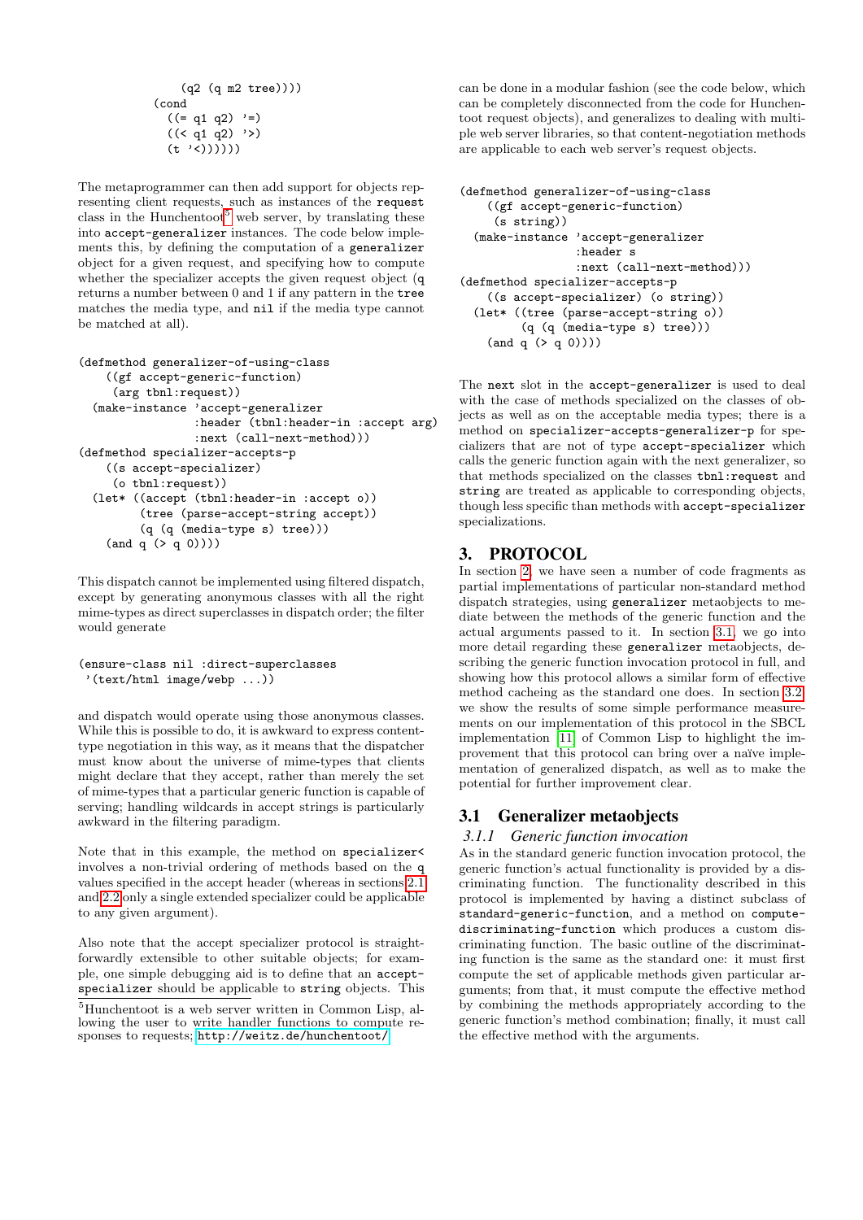```
                (q2 (q m2 tree))))
          (cond
            ((= q1 q2) '=)
            ((< q1 q2) '>)
            (t '<))))))
```

The metaprogrammer can then add support for objects representing client requests, such as instances of the `request` class in the Hunchentoot[5] web server, by translating these into `accept-generalizer` instances. The code below implements this, by defining the computation of a `generalizer` object for a given request, and specifying how to compute whether the specializer accepts the given request object (`q` returns a number between 0 and 1 if any pattern in the `tree` matches the media type, and `nil` if the media type cannot be matched at all).

```
(defmethod generalizer-of-using-class
    ((gf accept-generic-function)
     (arg tbnl:request))
  (make-instance 'accept-generalizer
                 :header (tbnl:header-in :accept arg)
                 :next (call-next-method)))
(defmethod specializer-accepts-p
    ((s accept-specializer)
     (o tbnl:request))
  (let* ((accept (tbnl:header-in :accept o))
         (tree (parse-accept-string accept))
         (q (q (media-type s) tree)))
    (and q (> q 0))))
```

This dispatch cannot be implemented using filtered dispatch, except by generating anonymous classes with all the right mime-types as direct superclasses in dispatch order; the filter would generate

```
(ensure-class nil :direct-superclasses
 '(text/html image/webp ...))
```

and dispatch would operate using those anonymous classes. While this is possible to do, it is awkward to express content-type negotiation in this way, as it means that the dispatcher must know about the universe of mime-types that clients might declare that they accept, rather than merely the set of mime-types that a particular generic function is capable of serving; handling wildcards in accept strings is particularly awkward in the filtering paradigm.

Note that in this example, the method on `specializer<` involves a non-trivial ordering of methods based on the `q` values specified in the accept header (whereas in sections 2.1 and 2.2 only a single extended specializer could be applicable to any given argument).

Also note that the accept specializer protocol is straightforwardly extensible to other suitable objects; for example, one simple debugging aid is to define that an `accept-specializer` should be applicable to `string` objects. This can be done in a modular fashion (see the code below, which can be completely disconnected from the code for Hunchentoot request objects), and generalizes to dealing with multiple web server libraries, so that content-negotiation methods are applicable to each web server's request objects.

```
(defmethod generalizer-of-using-class
    ((gf accept-generic-function)
     (s string))
  (make-instance 'accept-generalizer
                 :header s
                 :next (call-next-method)))
(defmethod specializer-accepts-p
    ((s accept-specializer) (o string))
  (let* ((tree (parse-accept-string o))
         (q (q (media-type s) tree)))
    (and q (> q 0))))
```

The `next` slot in the `accept-generalizer` is used to deal with the case of methods specialized on the classes of objects as well as on the acceptable media types; there is a method on `specializer-accepts-generalizer-p` for specializers that are not of type `accept-specializer` which calls the generic function again with the next generalizer, so that methods specialized on the classes `tbnl:request` and `string` are treated as applicable to corresponding objects, though less specific than methods with `accept-specializer` specializations.

# 3. PROTOCOL

In section 2, we have seen a number of code fragments as partial implementations of particular non-standard method dispatch strategies, using `generalizer` metaobjects to mediate between the methods of the generic function and the actual arguments passed to it. In section 3.1, we go into more detail regarding these `generalizer` metaobjects, describing the generic function invocation protocol in full, and showing how this protocol allows a similar form of effective method cacheing as the standard one does. In section 3.2, we show the results of some simple performance measurements on our implementation of this protocol in the SBCL implementation [11] of Common Lisp to highlight the improvement that this protocol can bring over a naïve implementation of generalized dispatch, as well as to make the potential for further improvement clear.

## 3.1 Generalizer metaobjects

### *3.1.1 Generic function invocation*

As in the standard generic function invocation protocol, the generic function's actual functionality is provided by a discriminating function. The functionality described in this protocol is implemented by having a distinct subclass of `standard-generic-function`, and a method on `compute-discriminating-function` which produces a custom discriminating function. The basic outline of the discriminating function is the same as the standard one: it must first compute the set of applicable methods given particular arguments; from that, it must compute the effective method by combining the methods appropriately according to the generic function's method combination; finally, it must call the effective method with the arguments.

[5] Hunchentoot is a web server written in Common Lisp, allowing the user to write handler functions to compute responses to requests; http://weitz.de/hunchentoot/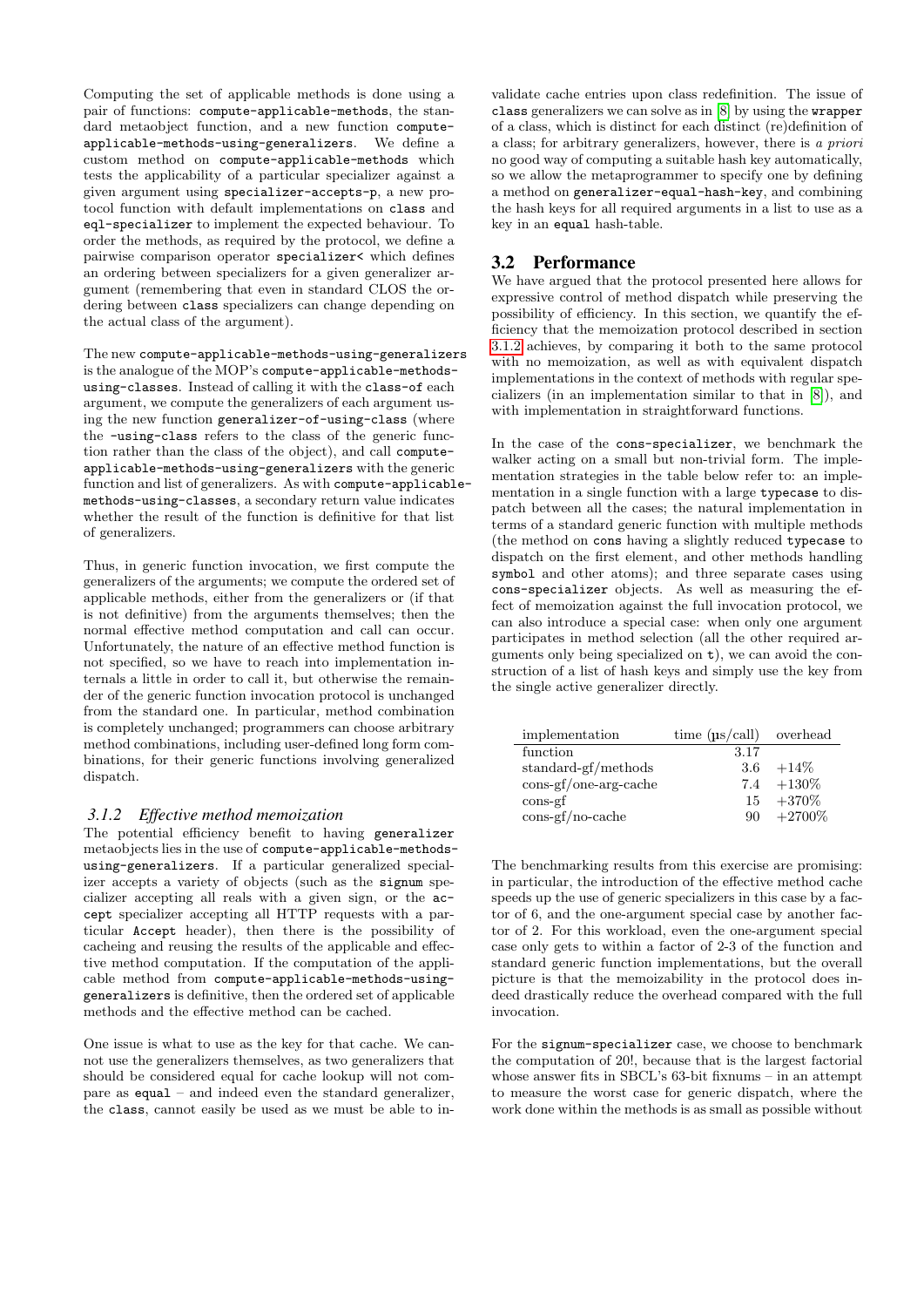Computing the set of applicable methods is done using a pair of functions: `compute-applicable-methods`, the standard metaobject function, and a new function `compute-applicable-methods-using-generalizers`. We define a custom method on `compute-applicable-methods` which tests the applicability of a particular specializer against a given argument using `specializer-accepts-p`, a new protocol function with default implementations on `class` and `eql-specializer` to implement the expected behaviour. To order the methods, as required by the protocol, we define a pairwise comparison operator `specializer<` which defines an ordering between specializers for a given generalizer argument (remembering that even in standard CLOS the ordering between `class` specializers can change depending on the actual class of the argument).

The new `compute-applicable-methods-using-generalizers` is the analogue of the MOP's `compute-applicable-methods-using-classes`. Instead of calling it with the `class-of` each argument, we compute the generalizers of each argument using the new function `generalizer-of-using-class` (where the `-using-class` refers to the class of the generic function rather than the class of the object), and call `compute-applicable-methods-using-generalizers` with the generic function and list of generalizers. As with `compute-applicable-methods-using-classes`, a secondary return value indicates whether the result of the function is definitive for that list of generalizers.

Thus, in generic function invocation, we first compute the generalizers of the arguments; we compute the ordered set of applicable methods, either from the generalizers or (if that is not definitive) from the arguments themselves; then the normal effective method computation and call can occur. Unfortunately, the nature of an effective method function is not specified, so we have to reach into implementation internals a little in order to call it, but otherwise the remainder of the generic function invocation protocol is unchanged from the standard one. In particular, method combination is completely unchanged; programmers can choose arbitrary method combinations, including user-defined long form combinations, for their generic functions involving generalized dispatch.

### 3.1.2 *Effective method memoization*

The potential efficiency benefit to having `generalizer` metaobjects lies in the use of `compute-applicable-methods-using-generalizers`. If a particular generalized specializer accepts a variety of objects (such as the `signum` specializer accepting all reals with a given sign, or the `accept` specializer accepting all HTTP requests with a particular `Accept` header), then there is the possibility of cacheing and reusing the results of the applicable and effective method computation. If the computation of the applicable method from `compute-applicable-methods-using-generalizers` is definitive, then the ordered set of applicable methods and the effective method can be cached.

One issue is what to use as the key for that cache. We cannot use the generalizers themselves, as two generalizers that should be considered equal for cache lookup will not compare as `equal` – and indeed even the standard generalizer, the `class`, cannot easily be used as we must be able to invalidate cache entries upon class redefinition. The issue of `class` generalizers we can solve as in [8] by using the `wrapper` of a class, which is distinct for each distinct (re)definition of a class; for arbitrary generalizers, however, there is *a priori* no good way of computing a suitable hash key automatically, so we allow the metaprogrammer to specify one by defining a method on `generalizer-equal-hash-key`, and combining the hash keys for all required arguments in a list to use as a key in an `equal` hash-table.

## 3.2 Performance

We have argued that the protocol presented here allows for expressive control of method dispatch while preserving the possibility of efficiency. In this section, we quantify the efficiency that the memoization protocol described in section 3.1.2 achieves, by comparing it both to the same protocol with no memoization, as well as with equivalent dispatch implementations in the context of methods with regular specializers (in an implementation similar to that in [8]), and with implementation in straightforward functions.

In the case of the `cons-specializer`, we benchmark the walker acting on a small but non-trivial form. The implementation strategies in the table below refer to: an implementation in a single function with a large `typecase` to dispatch between all the cases; the natural implementation in terms of a standard generic function with multiple methods (the method on `cons` having a slightly reduced `typecase` to dispatch on the first element, and other methods handling `symbol` and other atoms); and three separate cases using `cons-specializer` objects. As well as measuring the effect of memoization against the full invocation protocol, we can also introduce a special case: when only one argument participates in method selection (all the other required arguments only being specialized on `t`), we can avoid the construction of a list of hash keys and simply use the key from the single active generalizer directly.

| implementation | time (µs/call) | overhead |
|---|---|---|
| function | 3.17 | |
| standard-gf/methods | 3.6 | +14% |
| cons-gf/one-arg-cache | 7.4 | +130% |
| cons-gf | 15 | +370% |
| cons-gf/no-cache | 90 | +2700% |

The benchmarking results from this exercise are promising: in particular, the introduction of the effective method cache speeds up the use of generic specializers in this case by a factor of 6, and the one-argument special case by another factor of 2. For this workload, even the one-argument special case only gets to within a factor of 2-3 of the function and standard generic function implementations, but the overall picture is that the memoizability in the protocol does indeed drastically reduce the overhead compared with the full invocation.

For the `signum-specializer` case, we choose to benchmark the computation of 20!, because that is the largest factorial whose answer fits in SBCL's 63-bit fixnums – in an attempt to measure the worst case for generic dispatch, where the work done within the methods is as small as possible without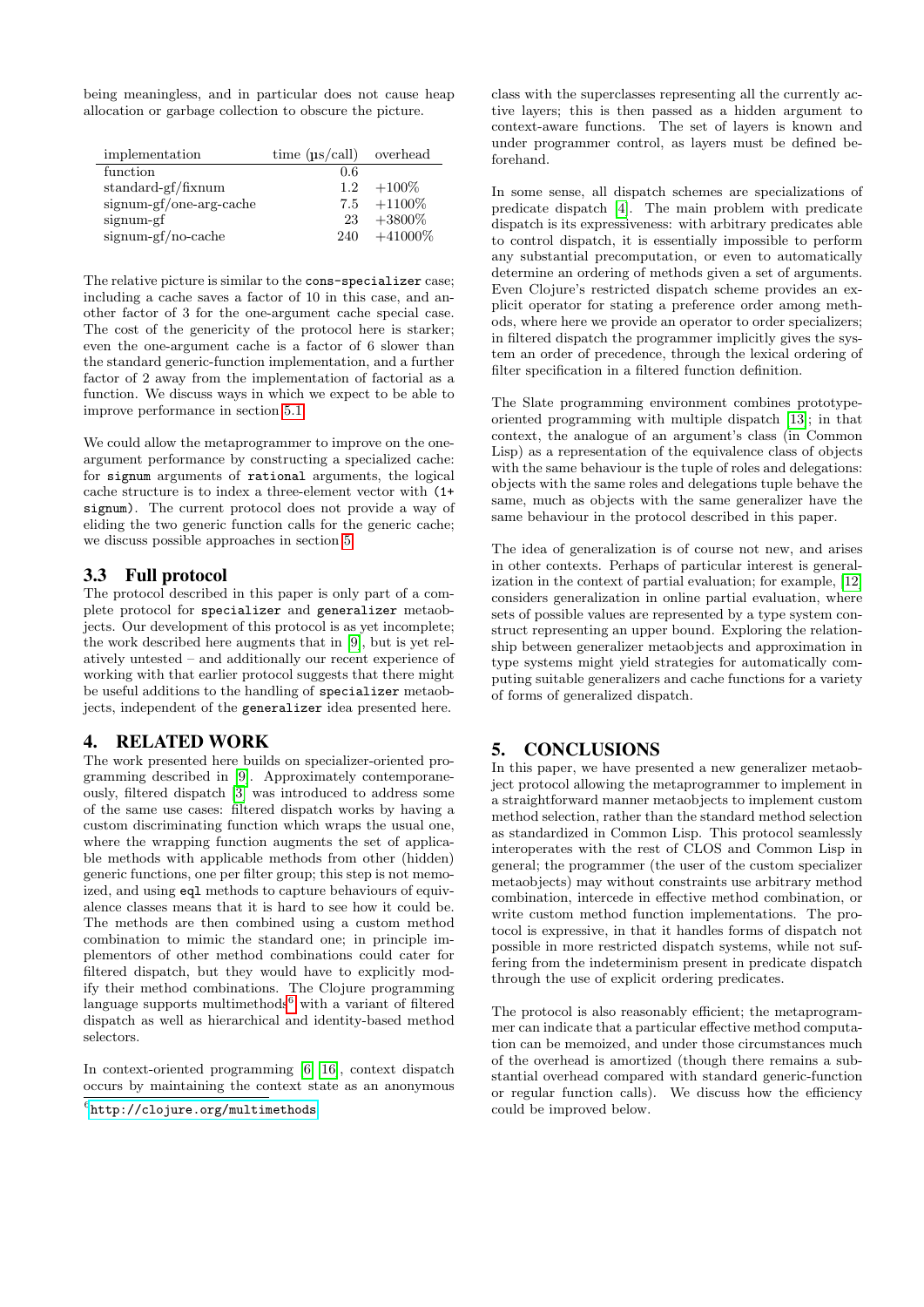being meaningless, and in particular does not cause heap allocation or garbage collection to obscure the picture.

| implementation | time (µs/call) | overhead |
|---|---|---|
| function | 0.6 | |
| standard-gf/fixnum | 1.2 | +100% |
| signum-gf/one-arg-cache | 7.5 | +1100% |
| signum-gf | 23 | +3800% |
| signum-gf/no-cache | 240 | +41000% |

The relative picture is similar to the `cons-specializer` case; including a cache saves a factor of 10 in this case, and another factor of 3 for the one-argument cache special case. The cost of the genericity of the protocol here is starker; even the one-argument cache is a factor of 6 slower than the standard generic-function implementation, and a further factor of 2 away from the implementation of factorial as a function. We discuss ways in which we expect to be able to improve performance in section 5.1.

We could allow the metaprogrammer to improve on the one-argument performance by constructing a specialized cache: for `signum` arguments of `rational` arguments, the logical cache structure is to index a three-element vector with `(1+ signum)`. The current protocol does not provide a way of eliding the two generic function calls for the generic cache; we discuss possible approaches in section 5.

### 3.3 Full protocol

The protocol described in this paper is only part of a complete protocol for `specializer` and `generalizer` metaobjects. Our development of this protocol is as yet incomplete; the work described here augments that in [9], but is yet relatively untested – and additionally our recent experience of working with that earlier protocol suggests that there might be useful additions to the handling of `specializer` metaobjects, independent of the `generalizer` idea presented here.

## 4. RELATED WORK

The work presented here builds on specializer-oriented programming described in [9]. Approximately contemporaneously, filtered dispatch [3] was introduced to address some of the same use cases: filtered dispatch works by having a custom discriminating function which wraps the usual one, where the wrapping function augments the set of applicable methods with applicable methods from other (hidden) generic functions, one per filter group; this step is not memoized, and using `eql` methods to capture behaviours of equivalence classes means that it is hard to see how it could be. The methods are then combined using a custom method combination to mimic the standard one; in principle implementors of other method combinations could cater for filtered dispatch, but they would have to explicitly modify their method combinations. The Clojure programming language supports multimethods[6] with a variant of filtered dispatch as well as hierarchical and identity-based method selectors.

In context-oriented programming [6, 16], context dispatch occurs by maintaining the context state as an anonymous class with the superclasses representing all the currently active layers; this is then passed as a hidden argument to context-aware functions. The set of layers is known and under programmer control, as layers must be defined beforehand.

In some sense, all dispatch schemes are specializations of predicate dispatch [4]. The main problem with predicate dispatch is its expressiveness: with arbitrary predicates able to control dispatch, it is essentially impossible to perform any substantial precomputation, or even to automatically determine an ordering of methods given a set of arguments. Even Clojure's restricted dispatch scheme provides an explicit operator for stating a preference order among methods, where here we provide an operator to order specializers; in filtered dispatch the programmer implicitly gives the system an order of precedence, through the lexical ordering of filter specification in a filtered function definition.

The Slate programming environment combines prototype-oriented programming with multiple dispatch [13]; in that context, the analogue of an argument's class (in Common Lisp) as a representation of the equivalence class of objects with the same behaviour is the tuple of roles and delegations: objects with the same roles and delegations tuple behave the same, much as objects with the same generalizer have the same behaviour in the protocol described in this paper.

The idea of generalization is of course not new, and arises in other contexts. Perhaps of particular interest is generalization in the context of partial evaluation; for example, [12] considers generalization in online partial evaluation, where sets of possible values are represented by a type system construct representing an upper bound. Exploring the relationship between generalizer metaobjects and approximation in type systems might yield strategies for automatically computing suitable generalizers and cache functions for a variety of forms of generalized dispatch.

## 5. CONCLUSIONS

In this paper, we have presented a new generalizer metaobject protocol allowing the metaprogrammer to implement in a straightforward manner metaobjects to implement custom method selection, rather than the standard method selection as standardized in Common Lisp. This protocol seamlessly interoperates with the rest of CLOS and Common Lisp in general; the programmer (the user of the custom specializer metaobjects) may without constraints use arbitrary method combination, intercede in effective method combination, or write custom method function implementations. The protocol is expressive, in that it handles forms of dispatch not possible in more restricted dispatch systems, while not suffering from the indeterminism present in predicate dispatch through the use of explicit ordering predicates.

The protocol is also reasonably efficient; the metaprogrammer can indicate that a particular effective method computation can be memoized, and under those circumstances much of the overhead is amortized (though there remains a substantial overhead compared with standard generic-function or regular function calls). We discuss how the efficiency could be improved below.

[6] http://clojure.org/multimethods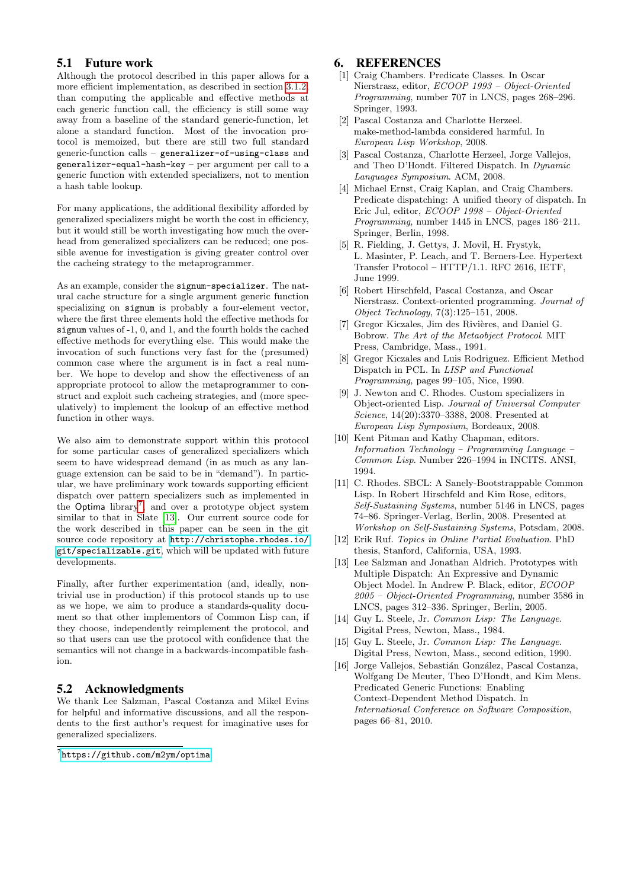### 5.1 Future work

Although the protocol described in this paper allows for a more efficient implementation, as described in section 3.1.2, than computing the applicable and effective methods at each generic function call, the efficiency is still some way away from a baseline of the standard generic-function, let alone a standard function. Most of the invocation protocol is memoized, but there are still two full standard generic-function calls – `generalizer-of-using-class` and `generalizer-equal-hash-key` – per argument per call to a generic function with extended specializers, not to mention a hash table lookup.

For many applications, the additional flexibility afforded by generalized specializers might be worth the cost in efficiency, but it would still be worth investigating how much the overhead from generalized specializers can be reduced; one possible avenue for investigation is giving greater control over the cacheing strategy to the metaprogrammer.

As an example, consider the `signum-specializer`. The natural cache structure for a single argument generic function specializing on `signum` is probably a four-element vector, where the first three elements hold the effective methods for `signum` values of -1, 0, and 1, and the fourth holds the cached effective methods for everything else. This would make the invocation of such functions very fast for the (presumed) common case where the argument is in fact a real number. We hope to develop and show the effectiveness of an appropriate protocol to allow the metaprogrammer to construct and exploit such cacheing strategies, and (more speculatively) to implement the lookup of an effective method function in other ways.

We also aim to demonstrate support within this protocol for some particular cases of generalized specializers which seem to have widespread demand (in as much as any language extension can be said to be in "demand"). In particular, we have preliminary work towards supporting efficient dispatch over pattern specializers such as implemented in the Optima library[7], and over a prototype object system similar to that in Slate [13]. Our current source code for the work described in this paper can be seen in the git source code repository at `http://christophe.rhodes.io/git/specializable.git`, which will be updated with future developments.

Finally, after further experimentation (and, ideally, nontrivial use in production) if this protocol stands up to use as we hope, we aim to produce a standards-quality document so that other implementors of Common Lisp can, if they choose, independently reimplement the protocol, and so that users can use the protocol with confidence that the semantics will not change in a backwards-incompatible fashion.

### 5.2 Acknowledgments

We thank Lee Salzman, Pascal Costanza and Mikel Evins for helpful and informative discussions, and all the respondents to the first author's request for imaginative uses for generalized specializers.

[7] `https://github.com/m2ym/optima`

## 6. REFERENCES

[1] Craig Chambers. Predicate Classes. In Oscar Nierstrasz, editor, *ECOOP 1993 – Object-Oriented Programming*, number 707 in LNCS, pages 268–296. Springer, 1993.

[2] Pascal Costanza and Charlotte Herzeel. make-method-lambda considered harmful. In *European Lisp Workshop*, 2008.

[3] Pascal Costanza, Charlotte Herzeel, Jorge Vallejos, and Theo D'Hondt. Filtered Dispatch. In *Dynamic Languages Symposium*. ACM, 2008.

[4] Michael Ernst, Craig Kaplan, and Craig Chambers. Predicate dispatching: A unified theory of dispatch. In Eric Jul, editor, *ECOOP 1998 – Object-Oriented Programming*, number 1445 in LNCS, pages 186–211. Springer, Berlin, 1998.

[5] R. Fielding, J. Gettys, J. Movil, H. Frystyk, L. Masinter, P. Leach, and T. Berners-Lee. Hypertext Transfer Protocol – HTTP/1.1. RFC 2616, IETF, June 1999.

[6] Robert Hirschfeld, Pascal Costanza, and Oscar Nierstrasz. Context-oriented programming. *Journal of Object Technology*, 7(3):125–151, 2008.

[7] Gregor Kiczales, Jim des Rivières, and Daniel G. Bobrow. *The Art of the Metaobject Protocol*. MIT Press, Cambridge, Mass., 1991.

[8] Gregor Kiczales and Luis Rodriguez. Efficient Method Dispatch in PCL. In *LISP and Functional Programming*, pages 99–105, Nice, 1990.

[9] J. Newton and C. Rhodes. Custom specializers in Object-oriented Lisp. *Journal of Universal Computer Science*, 14(20):3370–3388, 2008. Presented at *European Lisp Symposium*, Bordeaux, 2008.

[10] Kent Pitman and Kathy Chapman, editors. *Information Technology – Programming Language – Common Lisp*. Number 226–1994 in INCITS. ANSI, 1994.

[11] C. Rhodes. SBCL: A Sanely-Bootstrappable Common Lisp. In Robert Hirschfeld and Kim Rose, editors, *Self-Sustaining Systems*, number 5146 in LNCS, pages 74–86. Springer-Verlag, Berlin, 2008. Presented at *Workshop on Self-Sustaining Systems*, Potsdam, 2008.

[12] Erik Ruf. *Topics in Online Partial Evaluation*. PhD thesis, Stanford, California, USA, 1993.

[13] Lee Salzman and Jonathan Aldrich. Prototypes with Multiple Dispatch: An Expressive and Dynamic Object Model. In Andrew P. Black, editor, *ECOOP 2005 – Object-Oriented Programming*, number 3586 in LNCS, pages 312–336. Springer, Berlin, 2005.

[14] Guy L. Steele, Jr. *Common Lisp: The Language*. Digital Press, Newton, Mass., 1984.

[15] Guy L. Steele, Jr. *Common Lisp: The Language*. Digital Press, Newton, Mass., second edition, 1990.

[16] Jorge Vallejos, Sebastián González, Pascal Costanza, Wolfgang De Meuter, Theo D'Hondt, and Kim Mens. Predicated Generic Functions: Enabling Context-Dependent Method Dispatch. In *International Conference on Software Composition*, pages 66–81, 2010.